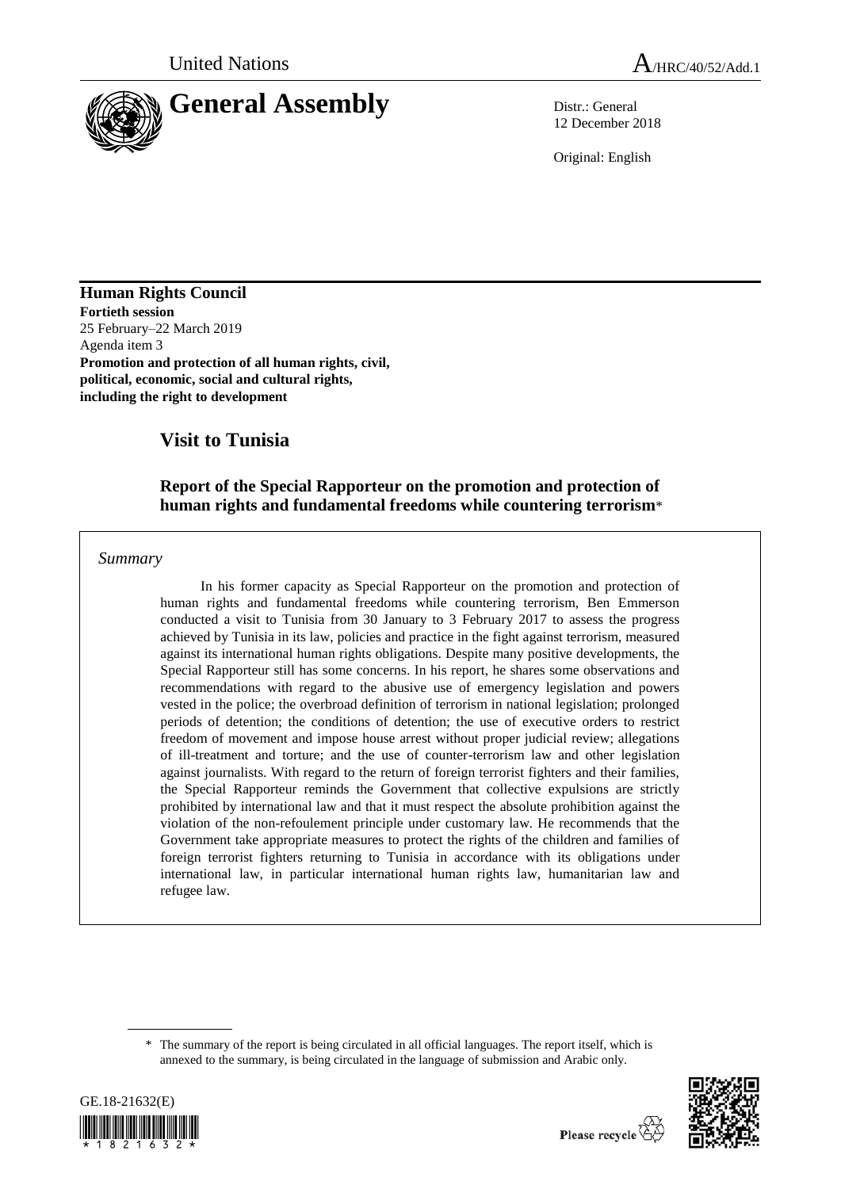United Nations A/HRC/40/52/Add.1

# General Assembly

Distr.: General
12 December 2018

Original: English

**Human Rights Council**
**Fortieth session**
25 February–22 March 2019
Agenda item 3
**Promotion and protection of all human rights, civil, political, economic, social and cultural rights, including the right to development**

## Visit to Tunisia

### Report of the Special Rapporteur on the promotion and protection of human rights and fundamental freedoms while countering terrorism*

*Summary*

In his former capacity as Special Rapporteur on the promotion and protection of human rights and fundamental freedoms while countering terrorism, Ben Emmerson conducted a visit to Tunisia from 30 January to 3 February 2017 to assess the progress achieved by Tunisia in its law, policies and practice in the fight against terrorism, measured against its international human rights obligations. Despite many positive developments, the Special Rapporteur still has some concerns. In his report, he shares some observations and recommendations with regard to the abusive use of emergency legislation and powers vested in the police; the overbroad definition of terrorism in national legislation; prolonged periods of detention; the conditions of detention; the use of executive orders to restrict freedom of movement and impose house arrest without proper judicial review; allegations of ill-treatment and torture; and the use of counter-terrorism law and other legislation against journalists. With regard to the return of foreign terrorist fighters and their families, the Special Rapporteur reminds the Government that collective expulsions are strictly prohibited by international law and that it must respect the absolute prohibition against the violation of the non-refoulement principle under customary law. He recommends that the Government take appropriate measures to protect the rights of the children and families of foreign terrorist fighters returning to Tunisia in accordance with its obligations under international law, in particular international human rights law, humanitarian law and refugee law.

---

\* The summary of the report is being circulated in all official languages. The report itself, which is annexed to the summary, is being circulated in the language of submission and Arabic only.

GE.18-21632(E)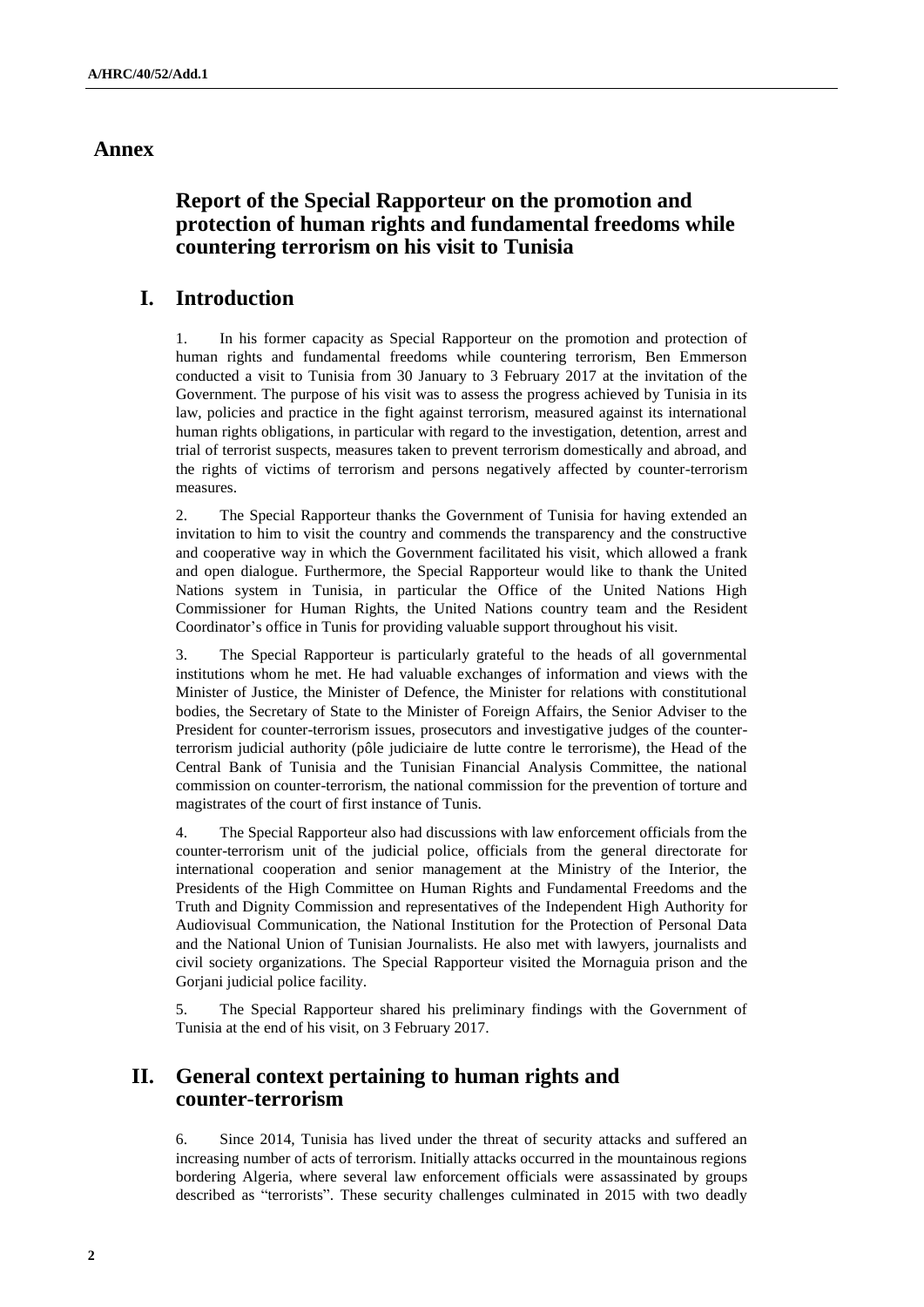# Annex

## Report of the Special Rapporteur on the promotion and protection of human rights and fundamental freedoms while countering terrorism on his visit to Tunisia

## I. Introduction

1. In his former capacity as Special Rapporteur on the promotion and protection of human rights and fundamental freedoms while countering terrorism, Ben Emmerson conducted a visit to Tunisia from 30 January to 3 February 2017 at the invitation of the Government. The purpose of his visit was to assess the progress achieved by Tunisia in its law, policies and practice in the fight against terrorism, measured against its international human rights obligations, in particular with regard to the investigation, detention, arrest and trial of terrorist suspects, measures taken to prevent terrorism domestically and abroad, and the rights of victims of terrorism and persons negatively affected by counter-terrorism measures.

2. The Special Rapporteur thanks the Government of Tunisia for having extended an invitation to him to visit the country and commends the transparency and the constructive and cooperative way in which the Government facilitated his visit, which allowed a frank and open dialogue. Furthermore, the Special Rapporteur would like to thank the United Nations system in Tunisia, in particular the Office of the United Nations High Commissioner for Human Rights, the United Nations country team and the Resident Coordinator's office in Tunis for providing valuable support throughout his visit.

3. The Special Rapporteur is particularly grateful to the heads of all governmental institutions whom he met. He had valuable exchanges of information and views with the Minister of Justice, the Minister of Defence, the Minister for relations with constitutional bodies, the Secretary of State to the Minister of Foreign Affairs, the Senior Adviser to the President for counter-terrorism issues, prosecutors and investigative judges of the counter-terrorism judicial authority (pôle judiciaire de lutte contre le terrorisme), the Head of the Central Bank of Tunisia and the Tunisian Financial Analysis Committee, the national commission on counter-terrorism, the national commission for the prevention of torture and magistrates of the court of first instance of Tunis.

4. The Special Rapporteur also had discussions with law enforcement officials from the counter-terrorism unit of the judicial police, officials from the general directorate for international cooperation and senior management at the Ministry of the Interior, the Presidents of the High Committee on Human Rights and Fundamental Freedoms and the Truth and Dignity Commission and representatives of the Independent High Authority for Audiovisual Communication, the National Institution for the Protection of Personal Data and the National Union of Tunisian Journalists. He also met with lawyers, journalists and civil society organizations. The Special Rapporteur visited the Mornaguia prison and the Gorjani judicial police facility.

5. The Special Rapporteur shared his preliminary findings with the Government of Tunisia at the end of his visit, on 3 February 2017.

## II. General context pertaining to human rights and counter-terrorism

6. Since 2014, Tunisia has lived under the threat of security attacks and suffered an increasing number of acts of terrorism. Initially attacks occurred in the mountainous regions bordering Algeria, where several law enforcement officials were assassinated by groups described as "terrorists". These security challenges culminated in 2015 with two deadly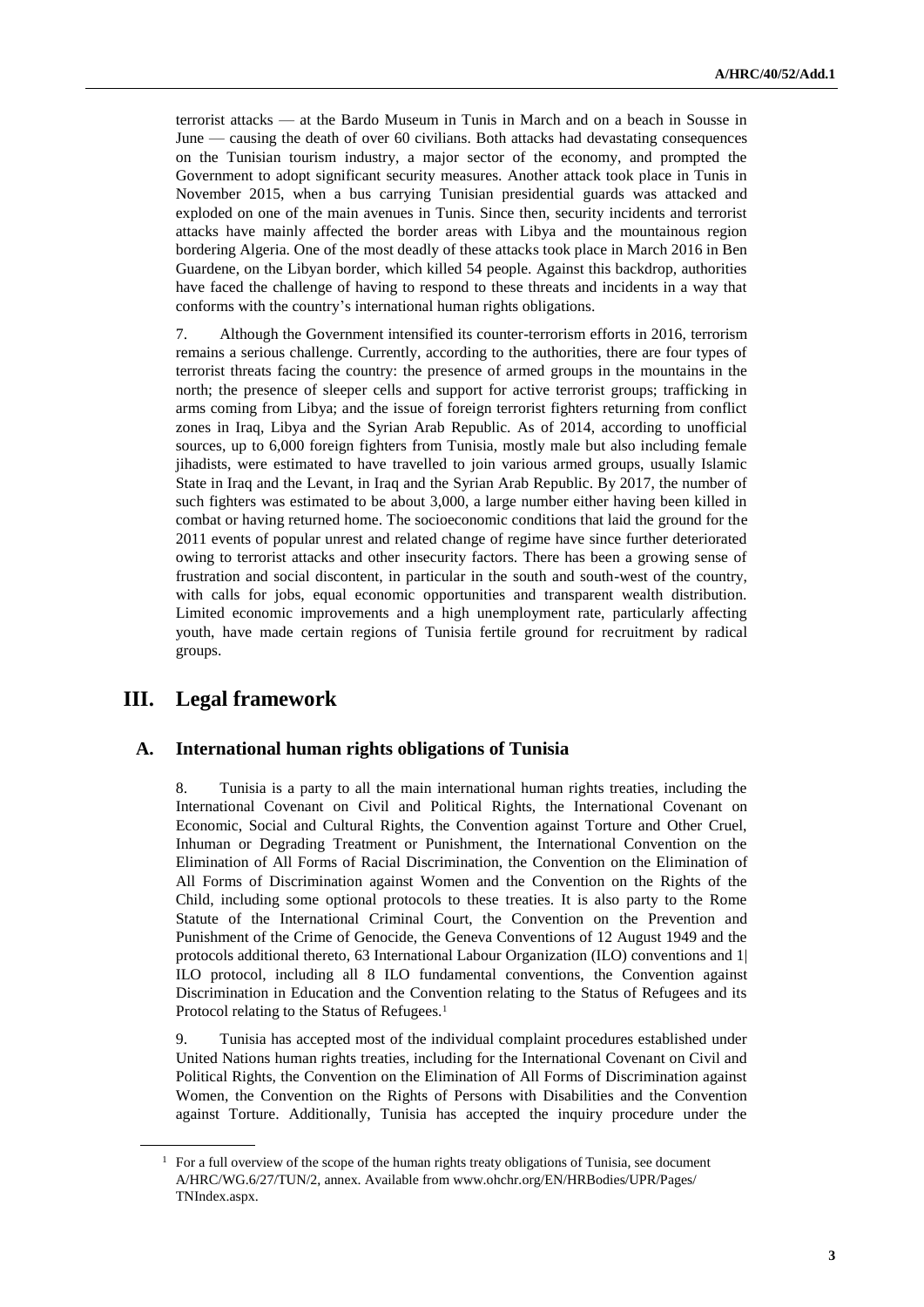terrorist attacks — at the Bardo Museum in Tunis in March and on a beach in Sousse in June — causing the death of over 60 civilians. Both attacks had devastating consequences on the Tunisian tourism industry, a major sector of the economy, and prompted the Government to adopt significant security measures. Another attack took place in Tunis in November 2015, when a bus carrying Tunisian presidential guards was attacked and exploded on one of the main avenues in Tunis. Since then, security incidents and terrorist attacks have mainly affected the border areas with Libya and the mountainous region bordering Algeria. One of the most deadly of these attacks took place in March 2016 in Ben Guardene, on the Libyan border, which killed 54 people. Against this backdrop, authorities have faced the challenge of having to respond to these threats and incidents in a way that conforms with the country's international human rights obligations.

7. Although the Government intensified its counter-terrorism efforts in 2016, terrorism remains a serious challenge. Currently, according to the authorities, there are four types of terrorist threats facing the country: the presence of armed groups in the mountains in the north; the presence of sleeper cells and support for active terrorist groups; trafficking in arms coming from Libya; and the issue of foreign terrorist fighters returning from conflict zones in Iraq, Libya and the Syrian Arab Republic. As of 2014, according to unofficial sources, up to 6,000 foreign fighters from Tunisia, mostly male but also including female jihadists, were estimated to have travelled to join various armed groups, usually Islamic State in Iraq and the Levant, in Iraq and the Syrian Arab Republic. By 2017, the number of such fighters was estimated to be about 3,000, a large number either having been killed in combat or having returned home. The socioeconomic conditions that laid the ground for the 2011 events of popular unrest and related change of regime have since further deteriorated owing to terrorist attacks and other insecurity factors. There has been a growing sense of frustration and social discontent, in particular in the south and south-west of the country, with calls for jobs, equal economic opportunities and transparent wealth distribution. Limited economic improvements and a high unemployment rate, particularly affecting youth, have made certain regions of Tunisia fertile ground for recruitment by radical groups.

# III. Legal framework

## A. International human rights obligations of Tunisia

8. Tunisia is a party to all the main international human rights treaties, including the International Covenant on Civil and Political Rights, the International Covenant on Economic, Social and Cultural Rights, the Convention against Torture and Other Cruel, Inhuman or Degrading Treatment or Punishment, the International Convention on the Elimination of All Forms of Racial Discrimination, the Convention on the Elimination of All Forms of Discrimination against Women and the Convention on the Rights of the Child, including some optional protocols to these treaties. It is also party to the Rome Statute of the International Criminal Court, the Convention on the Prevention and Punishment of the Crime of Genocide, the Geneva Conventions of 12 August 1949 and the protocols additional thereto, 63 International Labour Organization (ILO) conventions and 1| ILO protocol, including all 8 ILO fundamental conventions, the Convention against Discrimination in Education and the Convention relating to the Status of Refugees and its Protocol relating to the Status of Refugees.[1]

9. Tunisia has accepted most of the individual complaint procedures established under United Nations human rights treaties, including for the International Covenant on Civil and Political Rights, the Convention on the Elimination of All Forms of Discrimination against Women, the Convention on the Rights of Persons with Disabilities and the Convention against Torture. Additionally, Tunisia has accepted the inquiry procedure under the

[1] For a full overview of the scope of the human rights treaty obligations of Tunisia, see document A/HRC/WG.6/27/TUN/2, annex. Available from www.ohchr.org/EN/HRBodies/UPR/Pages/TNIndex.aspx.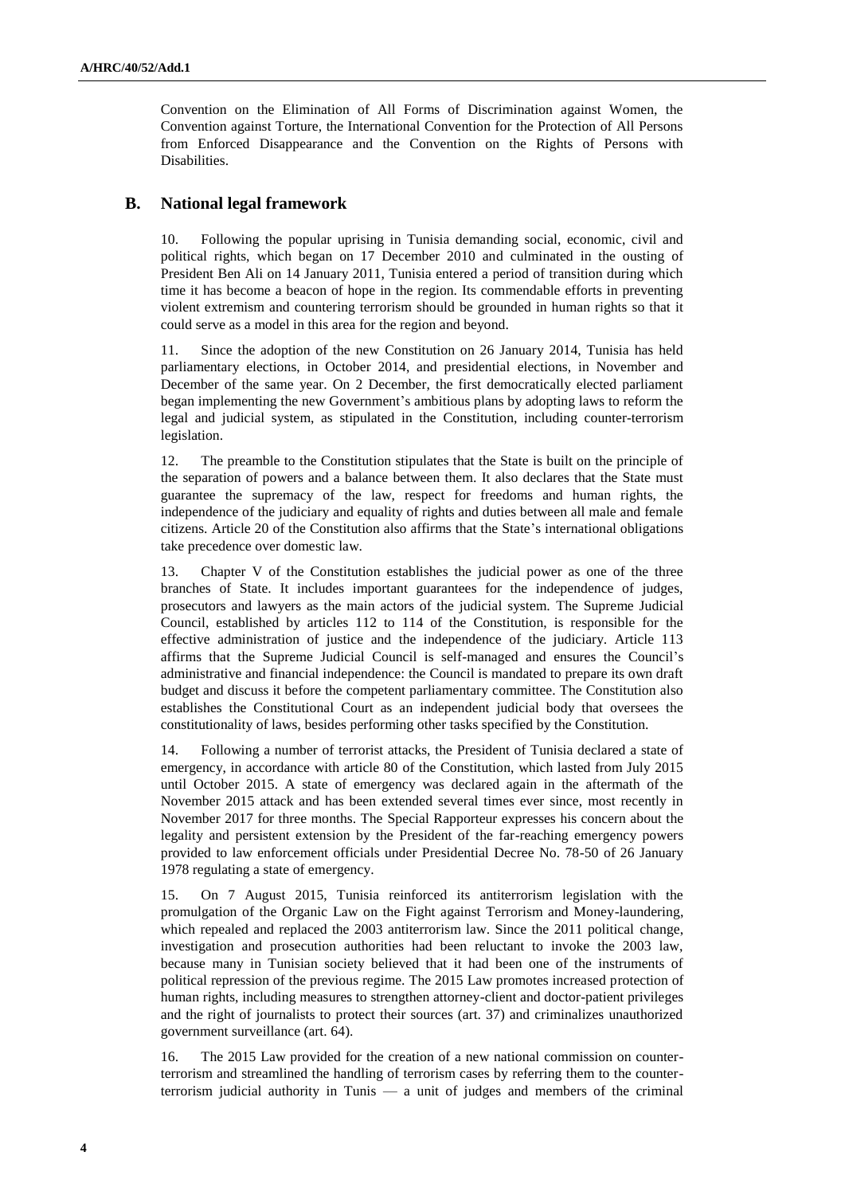Convention on the Elimination of All Forms of Discrimination against Women, the Convention against Torture, the International Convention for the Protection of All Persons from Enforced Disappearance and the Convention on the Rights of Persons with Disabilities.

## B. National legal framework

10. Following the popular uprising in Tunisia demanding social, economic, civil and political rights, which began on 17 December 2010 and culminated in the ousting of President Ben Ali on 14 January 2011, Tunisia entered a period of transition during which time it has become a beacon of hope in the region. Its commendable efforts in preventing violent extremism and countering terrorism should be grounded in human rights so that it could serve as a model in this area for the region and beyond.

11. Since the adoption of the new Constitution on 26 January 2014, Tunisia has held parliamentary elections, in October 2014, and presidential elections, in November and December of the same year. On 2 December, the first democratically elected parliament began implementing the new Government's ambitious plans by adopting laws to reform the legal and judicial system, as stipulated in the Constitution, including counter-terrorism legislation.

12. The preamble to the Constitution stipulates that the State is built on the principle of the separation of powers and a balance between them. It also declares that the State must guarantee the supremacy of the law, respect for freedoms and human rights, the independence of the judiciary and equality of rights and duties between all male and female citizens. Article 20 of the Constitution also affirms that the State's international obligations take precedence over domestic law.

13. Chapter V of the Constitution establishes the judicial power as one of the three branches of State. It includes important guarantees for the independence of judges, prosecutors and lawyers as the main actors of the judicial system. The Supreme Judicial Council, established by articles 112 to 114 of the Constitution, is responsible for the effective administration of justice and the independence of the judiciary. Article 113 affirms that the Supreme Judicial Council is self-managed and ensures the Council's administrative and financial independence: the Council is mandated to prepare its own draft budget and discuss it before the competent parliamentary committee. The Constitution also establishes the Constitutional Court as an independent judicial body that oversees the constitutionality of laws, besides performing other tasks specified by the Constitution.

14. Following a number of terrorist attacks, the President of Tunisia declared a state of emergency, in accordance with article 80 of the Constitution, which lasted from July 2015 until October 2015. A state of emergency was declared again in the aftermath of the November 2015 attack and has been extended several times ever since, most recently in November 2017 for three months. The Special Rapporteur expresses his concern about the legality and persistent extension by the President of the far-reaching emergency powers provided to law enforcement officials under Presidential Decree No. 78-50 of 26 January 1978 regulating a state of emergency.

15. On 7 August 2015, Tunisia reinforced its antiterrorism legislation with the promulgation of the Organic Law on the Fight against Terrorism and Money-laundering, which repealed and replaced the 2003 antiterrorism law. Since the 2011 political change, investigation and prosecution authorities had been reluctant to invoke the 2003 law, because many in Tunisian society believed that it had been one of the instruments of political repression of the previous regime. The 2015 Law promotes increased protection of human rights, including measures to strengthen attorney-client and doctor-patient privileges and the right of journalists to protect their sources (art. 37) and criminalizes unauthorized government surveillance (art. 64).

16. The 2015 Law provided for the creation of a new national commission on counter-terrorism and streamlined the handling of terrorism cases by referring them to the counter-terrorism judicial authority in Tunis — a unit of judges and members of the criminal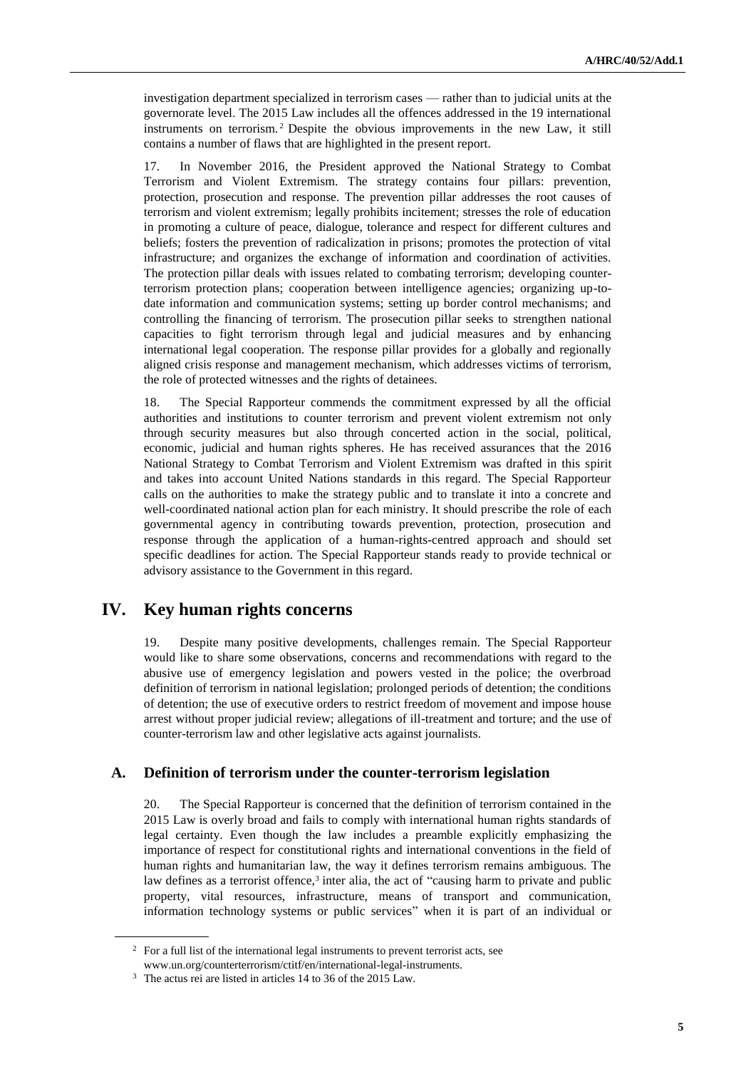investigation department specialized in terrorism cases — rather than to judicial units at the governorate level. The 2015 Law includes all the offences addressed in the 19 international instruments on terrorism.[2] Despite the obvious improvements in the new Law, it still contains a number of flaws that are highlighted in the present report.

17. In November 2016, the President approved the National Strategy to Combat Terrorism and Violent Extremism. The strategy contains four pillars: prevention, protection, prosecution and response. The prevention pillar addresses the root causes of terrorism and violent extremism; legally prohibits incitement; stresses the role of education in promoting a culture of peace, dialogue, tolerance and respect for different cultures and beliefs; fosters the prevention of radicalization in prisons; promotes the protection of vital infrastructure; and organizes the exchange of information and coordination of activities. The protection pillar deals with issues related to combating terrorism; developing counter-terrorism protection plans; cooperation between intelligence agencies; organizing up-to-date information and communication systems; setting up border control mechanisms; and controlling the financing of terrorism. The prosecution pillar seeks to strengthen national capacities to fight terrorism through legal and judicial measures and by enhancing international legal cooperation. The response pillar provides for a globally and regionally aligned crisis response and management mechanism, which addresses victims of terrorism, the role of protected witnesses and the rights of detainees.

18. The Special Rapporteur commends the commitment expressed by all the official authorities and institutions to counter terrorism and prevent violent extremism not only through security measures but also through concerted action in the social, political, economic, judicial and human rights spheres. He has received assurances that the 2016 National Strategy to Combat Terrorism and Violent Extremism was drafted in this spirit and takes into account United Nations standards in this regard. The Special Rapporteur calls on the authorities to make the strategy public and to translate it into a concrete and well-coordinated national action plan for each ministry. It should prescribe the role of each governmental agency in contributing towards prevention, protection, prosecution and response through the application of a human-rights-centred approach and should set specific deadlines for action. The Special Rapporteur stands ready to provide technical or advisory assistance to the Government in this regard.

# IV. Key human rights concerns

19. Despite many positive developments, challenges remain. The Special Rapporteur would like to share some observations, concerns and recommendations with regard to the abusive use of emergency legislation and powers vested in the police; the overbroad definition of terrorism in national legislation; prolonged periods of detention; the conditions of detention; the use of executive orders to restrict freedom of movement and impose house arrest without proper judicial review; allegations of ill-treatment and torture; and the use of counter-terrorism law and other legislative acts against journalists.

## A. Definition of terrorism under the counter-terrorism legislation

20. The Special Rapporteur is concerned that the definition of terrorism contained in the 2015 Law is overly broad and fails to comply with international human rights standards of legal certainty. Even though the law includes a preamble explicitly emphasizing the importance of respect for constitutional rights and international conventions in the field of human rights and humanitarian law, the way it defines terrorism remains ambiguous. The law defines as a terrorist offence,[3] inter alia, the act of "causing harm to private and public property, vital resources, infrastructure, means of transport and communication, information technology systems or public services" when it is part of an individual or

[2] For a full list of the international legal instruments to prevent terrorist acts, see www.un.org/counterterrorism/ctitf/en/international-legal-instruments.

[3] The actus rei are listed in articles 14 to 36 of the 2015 Law.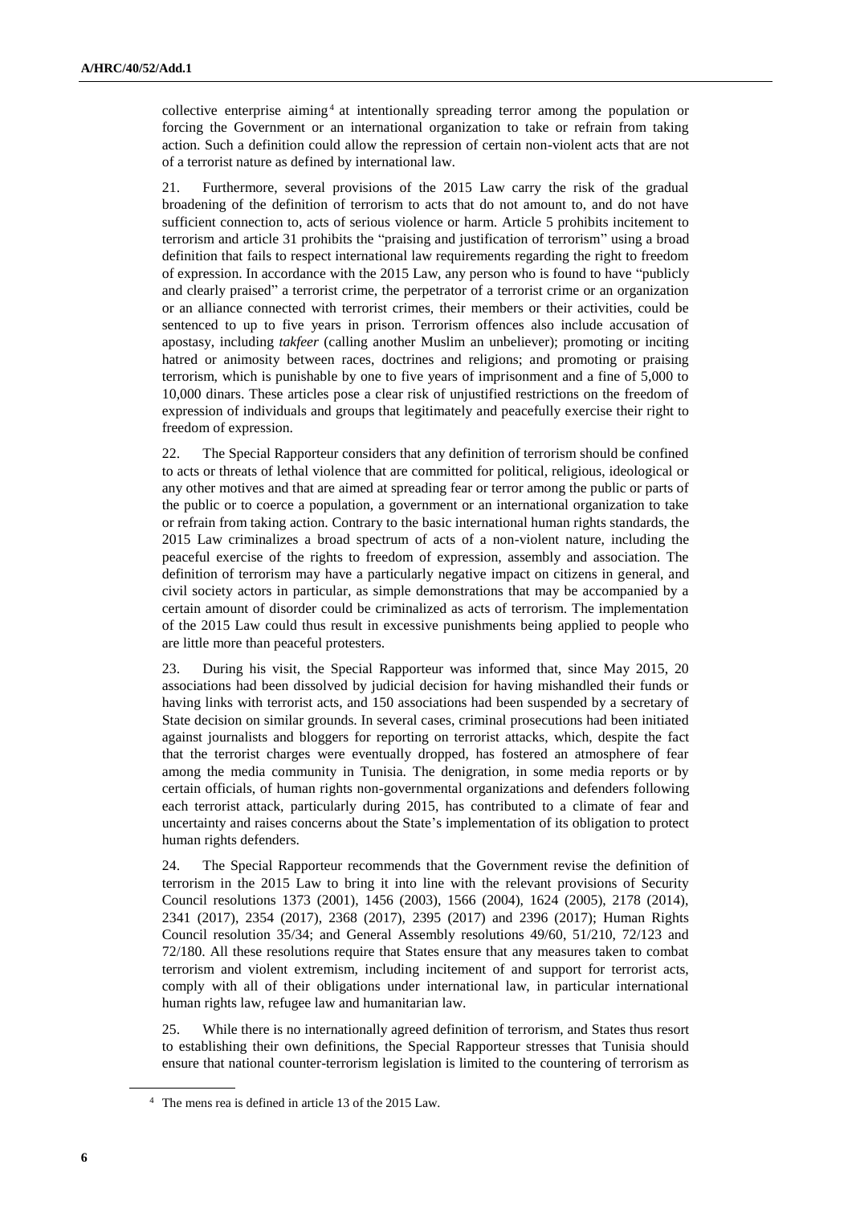collective enterprise aiming[4] at intentionally spreading terror among the population or forcing the Government or an international organization to take or refrain from taking action. Such a definition could allow the repression of certain non-violent acts that are not of a terrorist nature as defined by international law.

21. Furthermore, several provisions of the 2015 Law carry the risk of the gradual broadening of the definition of terrorism to acts that do not amount to, and do not have sufficient connection to, acts of serious violence or harm. Article 5 prohibits incitement to terrorism and article 31 prohibits the "praising and justification of terrorism" using a broad definition that fails to respect international law requirements regarding the right to freedom of expression. In accordance with the 2015 Law, any person who is found to have "publicly and clearly praised" a terrorist crime, the perpetrator of a terrorist crime or an organization or an alliance connected with terrorist crimes, their members or their activities, could be sentenced to up to five years in prison. Terrorism offences also include accusation of apostasy, including *takfeer* (calling another Muslim an unbeliever); promoting or inciting hatred or animosity between races, doctrines and religions; and promoting or praising terrorism, which is punishable by one to five years of imprisonment and a fine of 5,000 to 10,000 dinars. These articles pose a clear risk of unjustified restrictions on the freedom of expression of individuals and groups that legitimately and peacefully exercise their right to freedom of expression.

22. The Special Rapporteur considers that any definition of terrorism should be confined to acts or threats of lethal violence that are committed for political, religious, ideological or any other motives and that are aimed at spreading fear or terror among the public or parts of the public or to coerce a population, a government or an international organization to take or refrain from taking action. Contrary to the basic international human rights standards, the 2015 Law criminalizes a broad spectrum of acts of a non-violent nature, including the peaceful exercise of the rights to freedom of expression, assembly and association. The definition of terrorism may have a particularly negative impact on citizens in general, and civil society actors in particular, as simple demonstrations that may be accompanied by a certain amount of disorder could be criminalized as acts of terrorism. The implementation of the 2015 Law could thus result in excessive punishments being applied to people who are little more than peaceful protesters.

23. During his visit, the Special Rapporteur was informed that, since May 2015, 20 associations had been dissolved by judicial decision for having mishandled their funds or having links with terrorist acts, and 150 associations had been suspended by a secretary of State decision on similar grounds. In several cases, criminal prosecutions had been initiated against journalists and bloggers for reporting on terrorist attacks, which, despite the fact that the terrorist charges were eventually dropped, has fostered an atmosphere of fear among the media community in Tunisia. The denigration, in some media reports or by certain officials, of human rights non-governmental organizations and defenders following each terrorist attack, particularly during 2015, has contributed to a climate of fear and uncertainty and raises concerns about the State's implementation of its obligation to protect human rights defenders.

24. The Special Rapporteur recommends that the Government revise the definition of terrorism in the 2015 Law to bring it into line with the relevant provisions of Security Council resolutions 1373 (2001), 1456 (2003), 1566 (2004), 1624 (2005), 2178 (2014), 2341 (2017), 2354 (2017), 2368 (2017), 2395 (2017) and 2396 (2017); Human Rights Council resolution 35/34; and General Assembly resolutions 49/60, 51/210, 72/123 and 72/180. All these resolutions require that States ensure that any measures taken to combat terrorism and violent extremism, including incitement of and support for terrorist acts, comply with all of their obligations under international law, in particular international human rights law, refugee law and humanitarian law.

25. While there is no internationally agreed definition of terrorism, and States thus resort to establishing their own definitions, the Special Rapporteur stresses that Tunisia should ensure that national counter-terrorism legislation is limited to the countering of terrorism as

[4] The mens rea is defined in article 13 of the 2015 Law.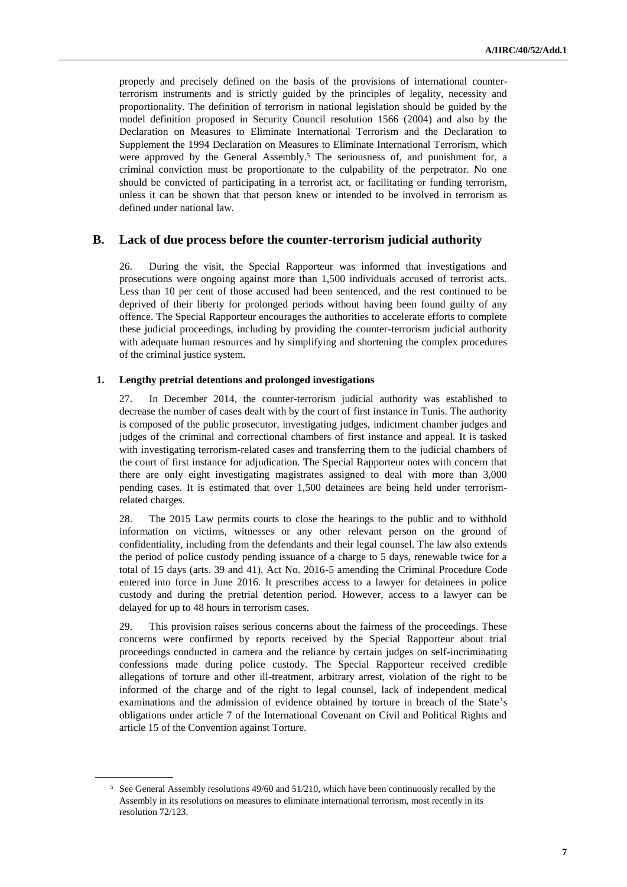properly and precisely defined on the basis of the provisions of international counter-terrorism instruments and is strictly guided by the principles of legality, necessity and proportionality. The definition of terrorism in national legislation should be guided by the model definition proposed in Security Council resolution 1566 (2004) and also by the Declaration on Measures to Eliminate International Terrorism and the Declaration to Supplement the 1994 Declaration on Measures to Eliminate International Terrorism, which were approved by the General Assembly.[5] The seriousness of, and punishment for, a criminal conviction must be proportionate to the culpability of the perpetrator. No one should be convicted of participating in a terrorist act, or facilitating or funding terrorism, unless it can be shown that that person knew or intended to be involved in terrorism as defined under national law.

## B. Lack of due process before the counter-terrorism judicial authority

26. During the visit, the Special Rapporteur was informed that investigations and prosecutions were ongoing against more than 1,500 individuals accused of terrorist acts. Less than 10 per cent of those accused had been sentenced, and the rest continued to be deprived of their liberty for prolonged periods without having been found guilty of any offence. The Special Rapporteur encourages the authorities to accelerate efforts to complete these judicial proceedings, including by providing the counter-terrorism judicial authority with adequate human resources and by simplifying and shortening the complex procedures of the criminal justice system.

### 1. Lengthy pretrial detentions and prolonged investigations

27. In December 2014, the counter-terrorism judicial authority was established to decrease the number of cases dealt with by the court of first instance in Tunis. The authority is composed of the public prosecutor, investigating judges, indictment chamber judges and judges of the criminal and correctional chambers of first instance and appeal. It is tasked with investigating terrorism-related cases and transferring them to the judicial chambers of the court of first instance for adjudication. The Special Rapporteur notes with concern that there are only eight investigating magistrates assigned to deal with more than 3,000 pending cases. It is estimated that over 1,500 detainees are being held under terrorism-related charges.

28. The 2015 Law permits courts to close the hearings to the public and to withhold information on victims, witnesses or any other relevant person on the ground of confidentiality, including from the defendants and their legal counsel. The law also extends the period of police custody pending issuance of a charge to 5 days, renewable twice for a total of 15 days (arts. 39 and 41). Act No. 2016-5 amending the Criminal Procedure Code entered into force in June 2016. It prescribes access to a lawyer for detainees in police custody and during the pretrial detention period. However, access to a lawyer can be delayed for up to 48 hours in terrorism cases.

29. This provision raises serious concerns about the fairness of the proceedings. These concerns were confirmed by reports received by the Special Rapporteur about trial proceedings conducted in camera and the reliance by certain judges on self-incriminating confessions made during police custody. The Special Rapporteur received credible allegations of torture and other ill-treatment, arbitrary arrest, violation of the right to be informed of the charge and of the right to legal counsel, lack of independent medical examinations and the admission of evidence obtained by torture in breach of the State's obligations under article 7 of the International Covenant on Civil and Political Rights and article 15 of the Convention against Torture.

[5] See General Assembly resolutions 49/60 and 51/210, which have been continuously recalled by the Assembly in its resolutions on measures to eliminate international terrorism, most recently in its resolution 72/123.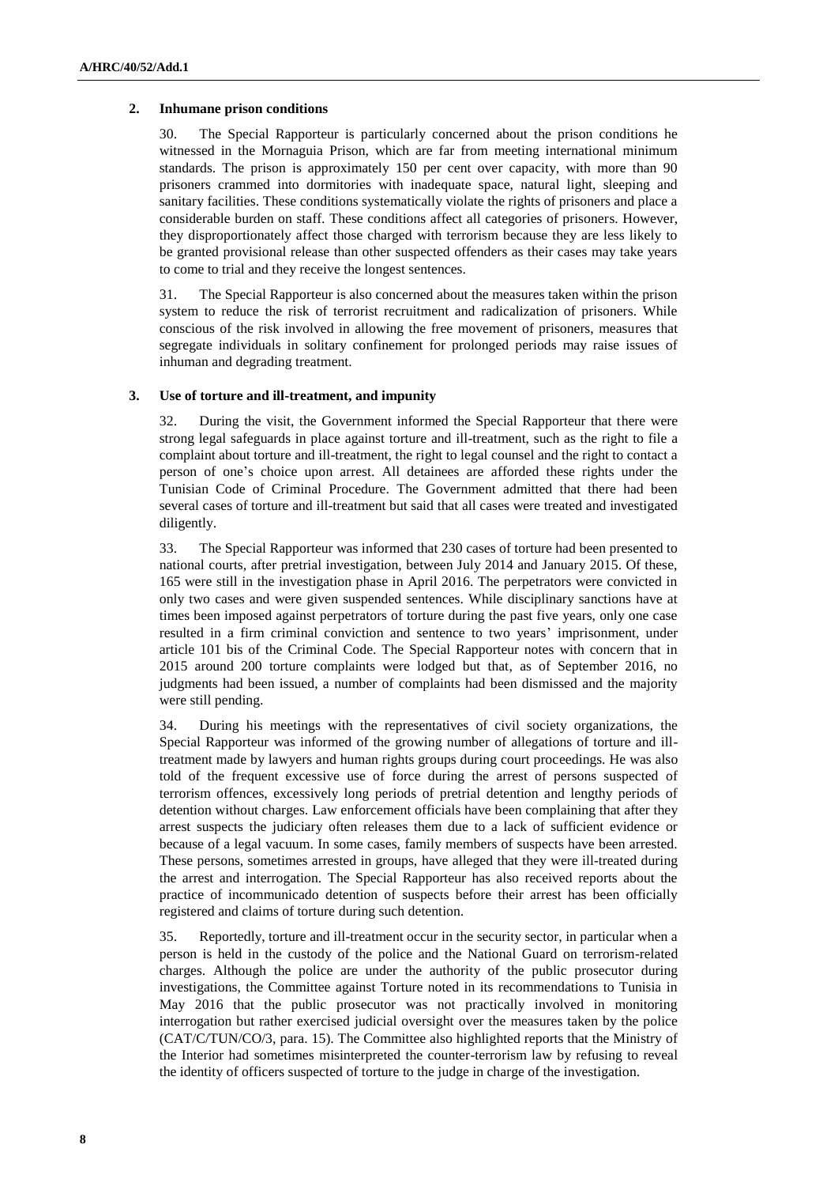### 2. Inhumane prison conditions

30. The Special Rapporteur is particularly concerned about the prison conditions he witnessed in the Mornaguia Prison, which are far from meeting international minimum standards. The prison is approximately 150 per cent over capacity, with more than 90 prisoners crammed into dormitories with inadequate space, natural light, sleeping and sanitary facilities. These conditions systematically violate the rights of prisoners and place a considerable burden on staff. These conditions affect all categories of prisoners. However, they disproportionately affect those charged with terrorism because they are less likely to be granted provisional release than other suspected offenders as their cases may take years to come to trial and they receive the longest sentences.

31. The Special Rapporteur is also concerned about the measures taken within the prison system to reduce the risk of terrorist recruitment and radicalization of prisoners. While conscious of the risk involved in allowing the free movement of prisoners, measures that segregate individuals in solitary confinement for prolonged periods may raise issues of inhuman and degrading treatment.

### 3. Use of torture and ill-treatment, and impunity

32. During the visit, the Government informed the Special Rapporteur that there were strong legal safeguards in place against torture and ill-treatment, such as the right to file a complaint about torture and ill-treatment, the right to legal counsel and the right to contact a person of one's choice upon arrest. All detainees are afforded these rights under the Tunisian Code of Criminal Procedure. The Government admitted that there had been several cases of torture and ill-treatment but said that all cases were treated and investigated diligently.

33. The Special Rapporteur was informed that 230 cases of torture had been presented to national courts, after pretrial investigation, between July 2014 and January 2015. Of these, 165 were still in the investigation phase in April 2016. The perpetrators were convicted in only two cases and were given suspended sentences. While disciplinary sanctions have at times been imposed against perpetrators of torture during the past five years, only one case resulted in a firm criminal conviction and sentence to two years' imprisonment, under article 101 bis of the Criminal Code. The Special Rapporteur notes with concern that in 2015 around 200 torture complaints were lodged but that, as of September 2016, no judgments had been issued, a number of complaints had been dismissed and the majority were still pending.

34. During his meetings with the representatives of civil society organizations, the Special Rapporteur was informed of the growing number of allegations of torture and ill-treatment made by lawyers and human rights groups during court proceedings. He was also told of the frequent excessive use of force during the arrest of persons suspected of terrorism offences, excessively long periods of pretrial detention and lengthy periods of detention without charges. Law enforcement officials have been complaining that after they arrest suspects the judiciary often releases them due to a lack of sufficient evidence or because of a legal vacuum. In some cases, family members of suspects have been arrested. These persons, sometimes arrested in groups, have alleged that they were ill-treated during the arrest and interrogation. The Special Rapporteur has also received reports about the practice of incommunicado detention of suspects before their arrest has been officially registered and claims of torture during such detention.

35. Reportedly, torture and ill-treatment occur in the security sector, in particular when a person is held in the custody of the police and the National Guard on terrorism-related charges. Although the police are under the authority of the public prosecutor during investigations, the Committee against Torture noted in its recommendations to Tunisia in May 2016 that the public prosecutor was not practically involved in monitoring interrogation but rather exercised judicial oversight over the measures taken by the police (CAT/C/TUN/CO/3, para. 15). The Committee also highlighted reports that the Ministry of the Interior had sometimes misinterpreted the counter-terrorism law by refusing to reveal the identity of officers suspected of torture to the judge in charge of the investigation.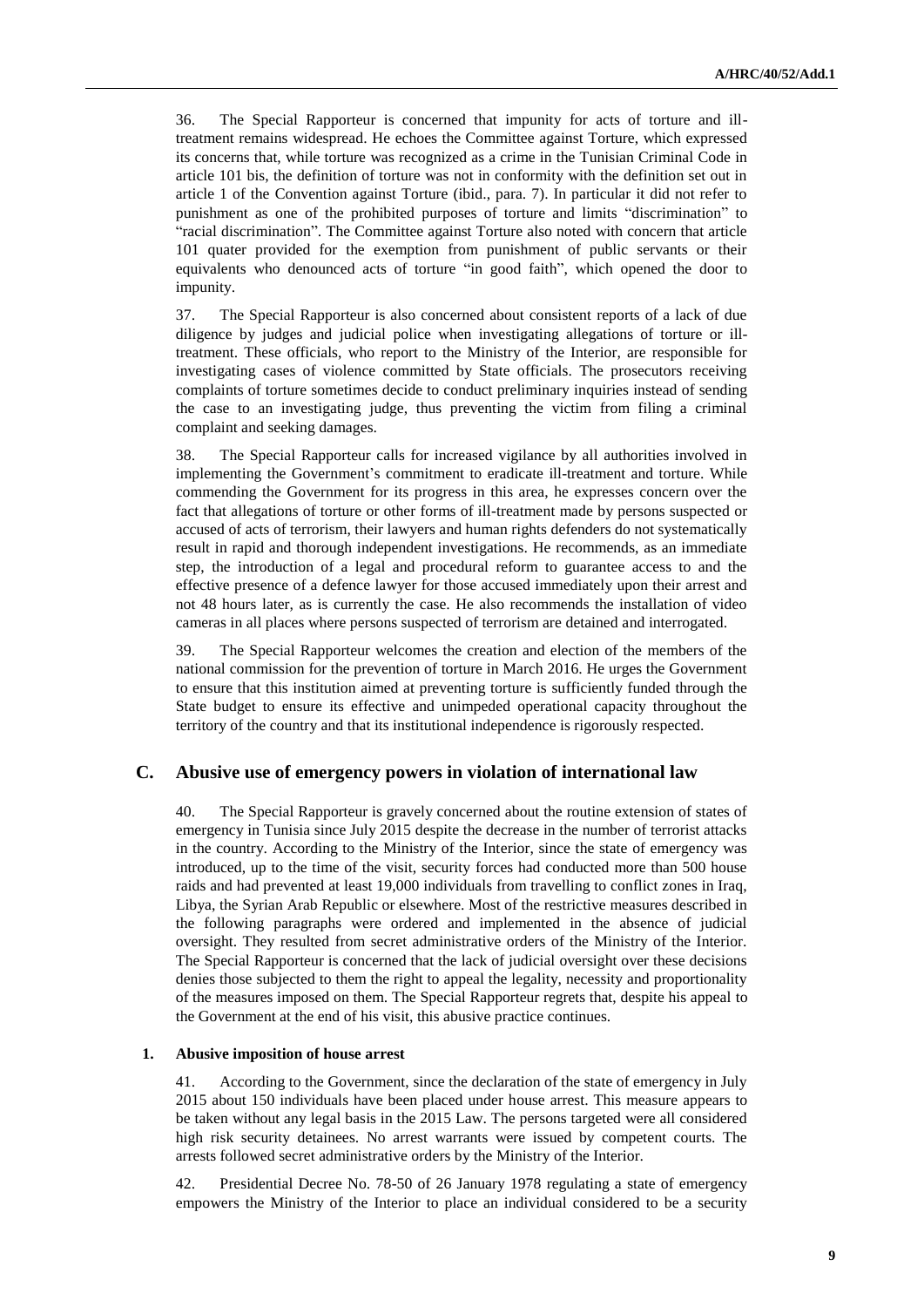36. The Special Rapporteur is concerned that impunity for acts of torture and ill-treatment remains widespread. He echoes the Committee against Torture, which expressed its concerns that, while torture was recognized as a crime in the Tunisian Criminal Code in article 101 bis, the definition of torture was not in conformity with the definition set out in article 1 of the Convention against Torture (ibid., para. 7). In particular it did not refer to punishment as one of the prohibited purposes of torture and limits "discrimination" to "racial discrimination". The Committee against Torture also noted with concern that article 101 quater provided for the exemption from punishment of public servants or their equivalents who denounced acts of torture "in good faith", which opened the door to impunity.

37. The Special Rapporteur is also concerned about consistent reports of a lack of due diligence by judges and judicial police when investigating allegations of torture or ill-treatment. These officials, who report to the Ministry of the Interior, are responsible for investigating cases of violence committed by State officials. The prosecutors receiving complaints of torture sometimes decide to conduct preliminary inquiries instead of sending the case to an investigating judge, thus preventing the victim from filing a criminal complaint and seeking damages.

38. The Special Rapporteur calls for increased vigilance by all authorities involved in implementing the Government's commitment to eradicate ill-treatment and torture. While commending the Government for its progress in this area, he expresses concern over the fact that allegations of torture or other forms of ill-treatment made by persons suspected or accused of acts of terrorism, their lawyers and human rights defenders do not systematically result in rapid and thorough independent investigations. He recommends, as an immediate step, the introduction of a legal and procedural reform to guarantee access to and the effective presence of a defence lawyer for those accused immediately upon their arrest and not 48 hours later, as is currently the case. He also recommends the installation of video cameras in all places where persons suspected of terrorism are detained and interrogated.

39. The Special Rapporteur welcomes the creation and election of the members of the national commission for the prevention of torture in March 2016. He urges the Government to ensure that this institution aimed at preventing torture is sufficiently funded through the State budget to ensure its effective and unimpeded operational capacity throughout the territory of the country and that its institutional independence is rigorously respected.

## C. Abusive use of emergency powers in violation of international law

40. The Special Rapporteur is gravely concerned about the routine extension of states of emergency in Tunisia since July 2015 despite the decrease in the number of terrorist attacks in the country. According to the Ministry of the Interior, since the state of emergency was introduced, up to the time of the visit, security forces had conducted more than 500 house raids and had prevented at least 19,000 individuals from travelling to conflict zones in Iraq, Libya, the Syrian Arab Republic or elsewhere. Most of the restrictive measures described in the following paragraphs were ordered and implemented in the absence of judicial oversight. They resulted from secret administrative orders of the Ministry of the Interior. The Special Rapporteur is concerned that the lack of judicial oversight over these decisions denies those subjected to them the right to appeal the legality, necessity and proportionality of the measures imposed on them. The Special Rapporteur regrets that, despite his appeal to the Government at the end of his visit, this abusive practice continues.

### 1. Abusive imposition of house arrest

41. According to the Government, since the declaration of the state of emergency in July 2015 about 150 individuals have been placed under house arrest. This measure appears to be taken without any legal basis in the 2015 Law. The persons targeted were all considered high risk security detainees. No arrest warrants were issued by competent courts. The arrests followed secret administrative orders by the Ministry of the Interior.

42. Presidential Decree No. 78-50 of 26 January 1978 regulating a state of emergency empowers the Ministry of the Interior to place an individual considered to be a security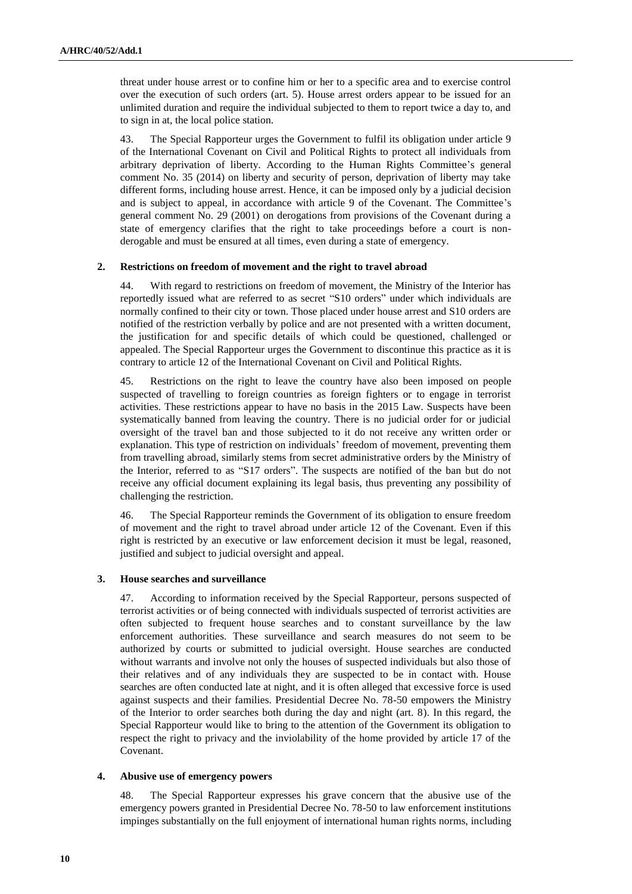threat under house arrest or to confine him or her to a specific area and to exercise control over the execution of such orders (art. 5). House arrest orders appear to be issued for an unlimited duration and require the individual subjected to them to report twice a day to, and to sign in at, the local police station.

43. The Special Rapporteur urges the Government to fulfil its obligation under article 9 of the International Covenant on Civil and Political Rights to protect all individuals from arbitrary deprivation of liberty. According to the Human Rights Committee's general comment No. 35 (2014) on liberty and security of person, deprivation of liberty may take different forms, including house arrest. Hence, it can be imposed only by a judicial decision and is subject to appeal, in accordance with article 9 of the Covenant. The Committee's general comment No. 29 (2001) on derogations from provisions of the Covenant during a state of emergency clarifies that the right to take proceedings before a court is non-derogable and must be ensured at all times, even during a state of emergency.

### 2. Restrictions on freedom of movement and the right to travel abroad

44. With regard to restrictions on freedom of movement, the Ministry of the Interior has reportedly issued what are referred to as secret "S10 orders" under which individuals are normally confined to their city or town. Those placed under house arrest and S10 orders are notified of the restriction verbally by police and are not presented with a written document, the justification for and specific details of which could be questioned, challenged or appealed. The Special Rapporteur urges the Government to discontinue this practice as it is contrary to article 12 of the International Covenant on Civil and Political Rights.

45. Restrictions on the right to leave the country have also been imposed on people suspected of travelling to foreign countries as foreign fighters or to engage in terrorist activities. These restrictions appear to have no basis in the 2015 Law. Suspects have been systematically banned from leaving the country. There is no judicial order for or judicial oversight of the travel ban and those subjected to it do not receive any written order or explanation. This type of restriction on individuals' freedom of movement, preventing them from travelling abroad, similarly stems from secret administrative orders by the Ministry of the Interior, referred to as "S17 orders". The suspects are notified of the ban but do not receive any official document explaining its legal basis, thus preventing any possibility of challenging the restriction.

46. The Special Rapporteur reminds the Government of its obligation to ensure freedom of movement and the right to travel abroad under article 12 of the Covenant. Even if this right is restricted by an executive or law enforcement decision it must be legal, reasoned, justified and subject to judicial oversight and appeal.

### 3. House searches and surveillance

47. According to information received by the Special Rapporteur, persons suspected of terrorist activities or of being connected with individuals suspected of terrorist activities are often subjected to frequent house searches and to constant surveillance by the law enforcement authorities. These surveillance and search measures do not seem to be authorized by courts or submitted to judicial oversight. House searches are conducted without warrants and involve not only the houses of suspected individuals but also those of their relatives and of any individuals they are suspected to be in contact with. House searches are often conducted late at night, and it is often alleged that excessive force is used against suspects and their families. Presidential Decree No. 78-50 empowers the Ministry of the Interior to order searches both during the day and night (art. 8). In this regard, the Special Rapporteur would like to bring to the attention of the Government its obligation to respect the right to privacy and the inviolability of the home provided by article 17 of the Covenant.

### 4. Abusive use of emergency powers

48. The Special Rapporteur expresses his grave concern that the abusive use of the emergency powers granted in Presidential Decree No. 78-50 to law enforcement institutions impinges substantially on the full enjoyment of international human rights norms, including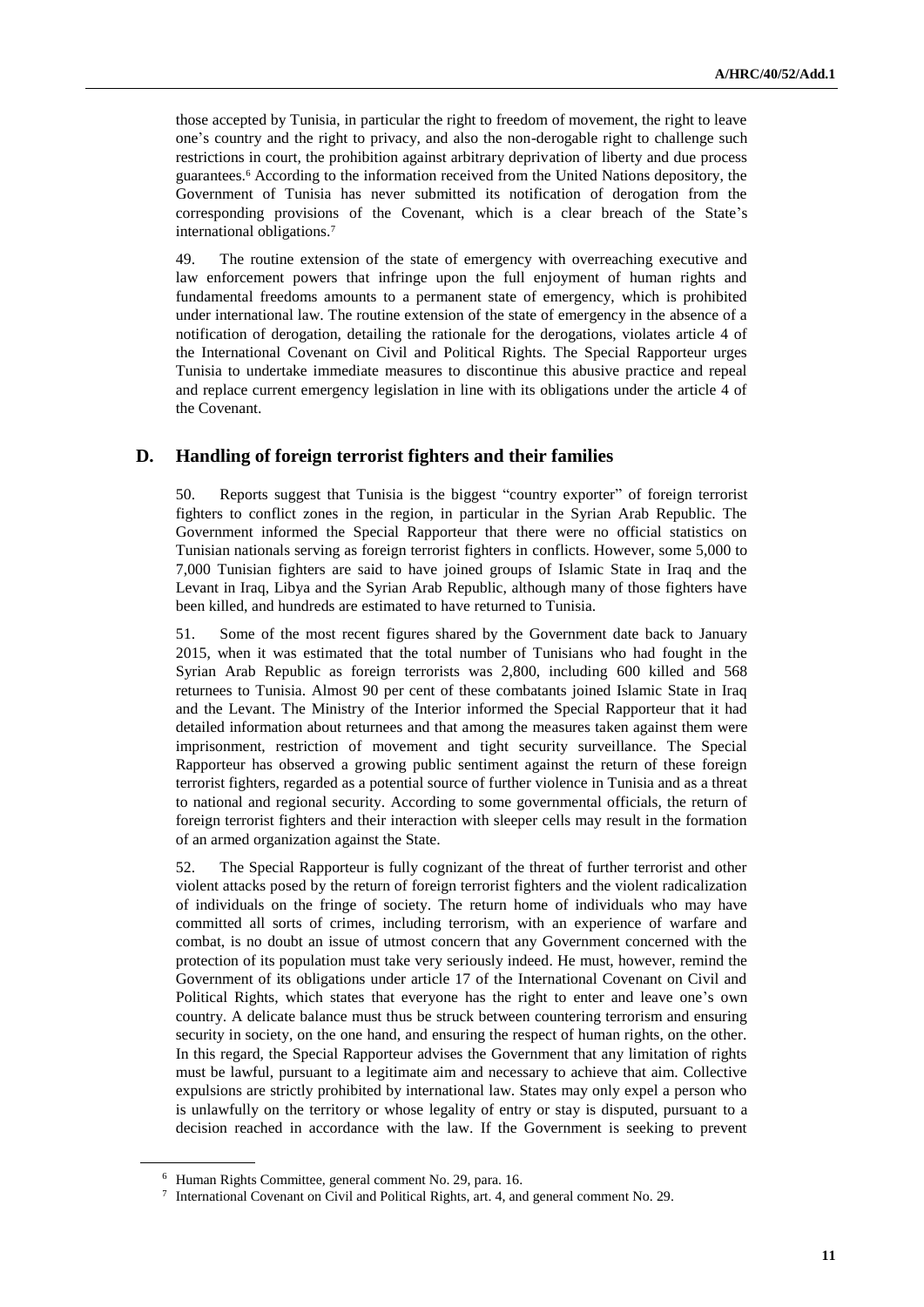those accepted by Tunisia, in particular the right to freedom of movement, the right to leave one's country and the right to privacy, and also the non-derogable right to challenge such restrictions in court, the prohibition against arbitrary deprivation of liberty and due process guarantees.[6] According to the information received from the United Nations depository, the Government of Tunisia has never submitted its notification of derogation from the corresponding provisions of the Covenant, which is a clear breach of the State's international obligations.[7]

49. The routine extension of the state of emergency with overreaching executive and law enforcement powers that infringe upon the full enjoyment of human rights and fundamental freedoms amounts to a permanent state of emergency, which is prohibited under international law. The routine extension of the state of emergency in the absence of a notification of derogation, detailing the rationale for the derogations, violates article 4 of the International Covenant on Civil and Political Rights. The Special Rapporteur urges Tunisia to undertake immediate measures to discontinue this abusive practice and repeal and replace current emergency legislation in line with its obligations under the article 4 of the Covenant.

## D. Handling of foreign terrorist fighters and their families

50. Reports suggest that Tunisia is the biggest "country exporter" of foreign terrorist fighters to conflict zones in the region, in particular in the Syrian Arab Republic. The Government informed the Special Rapporteur that there were no official statistics on Tunisian nationals serving as foreign terrorist fighters in conflicts. However, some 5,000 to 7,000 Tunisian fighters are said to have joined groups of Islamic State in Iraq and the Levant in Iraq, Libya and the Syrian Arab Republic, although many of those fighters have been killed, and hundreds are estimated to have returned to Tunisia.

51. Some of the most recent figures shared by the Government date back to January 2015, when it was estimated that the total number of Tunisians who had fought in the Syrian Arab Republic as foreign terrorists was 2,800, including 600 killed and 568 returnees to Tunisia. Almost 90 per cent of these combatants joined Islamic State in Iraq and the Levant. The Ministry of the Interior informed the Special Rapporteur that it had detailed information about returnees and that among the measures taken against them were imprisonment, restriction of movement and tight security surveillance. The Special Rapporteur has observed a growing public sentiment against the return of these foreign terrorist fighters, regarded as a potential source of further violence in Tunisia and as a threat to national and regional security. According to some governmental officials, the return of foreign terrorist fighters and their interaction with sleeper cells may result in the formation of an armed organization against the State.

52. The Special Rapporteur is fully cognizant of the threat of further terrorist and other violent attacks posed by the return of foreign terrorist fighters and the violent radicalization of individuals on the fringe of society. The return home of individuals who may have committed all sorts of crimes, including terrorism, with an experience of warfare and combat, is no doubt an issue of utmost concern that any Government concerned with the protection of its population must take very seriously indeed. He must, however, remind the Government of its obligations under article 17 of the International Covenant on Civil and Political Rights, which states that everyone has the right to enter and leave one's own country. A delicate balance must thus be struck between countering terrorism and ensuring security in society, on the one hand, and ensuring the respect of human rights, on the other. In this regard, the Special Rapporteur advises the Government that any limitation of rights must be lawful, pursuant to a legitimate aim and necessary to achieve that aim. Collective expulsions are strictly prohibited by international law. States may only expel a person who is unlawfully on the territory or whose legality of entry or stay is disputed, pursuant to a decision reached in accordance with the law. If the Government is seeking to prevent

---

[6] Human Rights Committee, general comment No. 29, para. 16.

[7] International Covenant on Civil and Political Rights, art. 4, and general comment No. 29.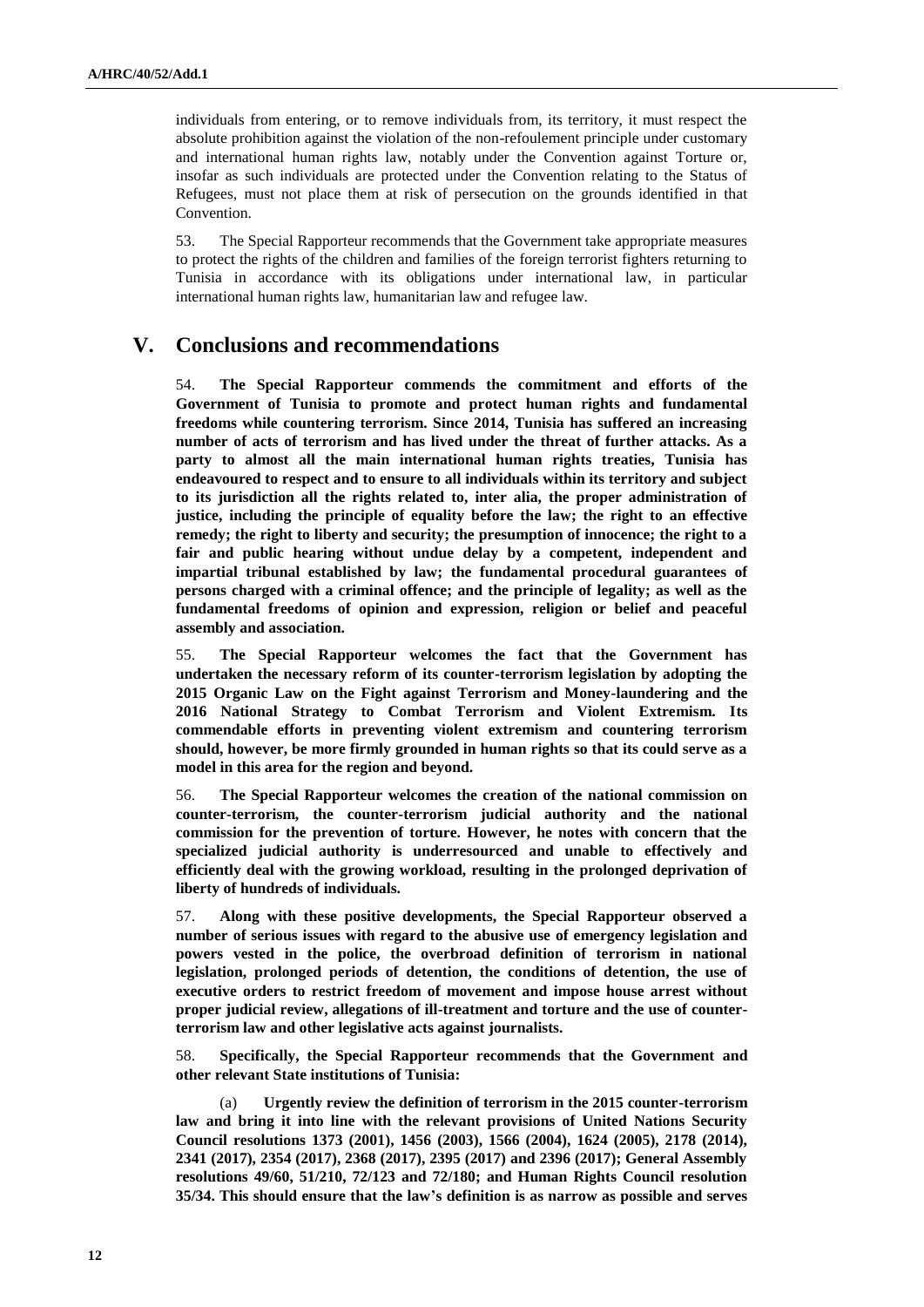individuals from entering, or to remove individuals from, its territory, it must respect the absolute prohibition against the violation of the non-refoulement principle under customary and international human rights law, notably under the Convention against Torture or, insofar as such individuals are protected under the Convention relating to the Status of Refugees, must not place them at risk of persecution on the grounds identified in that Convention.

53. The Special Rapporteur recommends that the Government take appropriate measures to protect the rights of the children and families of the foreign terrorist fighters returning to Tunisia in accordance with its obligations under international law, in particular international human rights law, humanitarian law and refugee law.

## V. Conclusions and recommendations

54. **The Special Rapporteur commends the commitment and efforts of the Government of Tunisia to promote and protect human rights and fundamental freedoms while countering terrorism. Since 2014, Tunisia has suffered an increasing number of acts of terrorism and has lived under the threat of further attacks. As a party to almost all the main international human rights treaties, Tunisia has endeavoured to respect and to ensure to all individuals within its territory and subject to its jurisdiction all the rights related to, inter alia, the proper administration of justice, including the principle of equality before the law; the right to an effective remedy; the right to liberty and security; the presumption of innocence; the right to a fair and public hearing without undue delay by a competent, independent and impartial tribunal established by law; the fundamental procedural guarantees of persons charged with a criminal offence; and the principle of legality; as well as the fundamental freedoms of opinion and expression, religion or belief and peaceful assembly and association.**

55. **The Special Rapporteur welcomes the fact that the Government has undertaken the necessary reform of its counter-terrorism legislation by adopting the 2015 Organic Law on the Fight against Terrorism and Money-laundering and the 2016 National Strategy to Combat Terrorism and Violent Extremism. Its commendable efforts in preventing violent extremism and countering terrorism should, however, be more firmly grounded in human rights so that its could serve as a model in this area for the region and beyond.**

56. **The Special Rapporteur welcomes the creation of the national commission on counter-terrorism, the counter-terrorism judicial authority and the national commission for the prevention of torture. However, he notes with concern that the specialized judicial authority is underresourced and unable to effectively and efficiently deal with the growing workload, resulting in the prolonged deprivation of liberty of hundreds of individuals.**

57. **Along with these positive developments, the Special Rapporteur observed a number of serious issues with regard to the abusive use of emergency legislation and powers vested in the police, the overbroad definition of terrorism in national legislation, prolonged periods of detention, the conditions of detention, the use of executive orders to restrict freedom of movement and impose house arrest without proper judicial review, allegations of ill-treatment and torture and the use of counter-terrorism law and other legislative acts against journalists.**

58. **Specifically, the Special Rapporteur recommends that the Government and other relevant State institutions of Tunisia:**

(a) **Urgently review the definition of terrorism in the 2015 counter-terrorism law and bring it into line with the relevant provisions of United Nations Security Council resolutions 1373 (2001), 1456 (2003), 1566 (2004), 1624 (2005), 2178 (2014), 2341 (2017), 2354 (2017), 2368 (2017), 2395 (2017) and 2396 (2017); General Assembly resolutions 49/60, 51/210, 72/123 and 72/180; and Human Rights Council resolution 35/34. This should ensure that the law's definition is as narrow as possible and serves**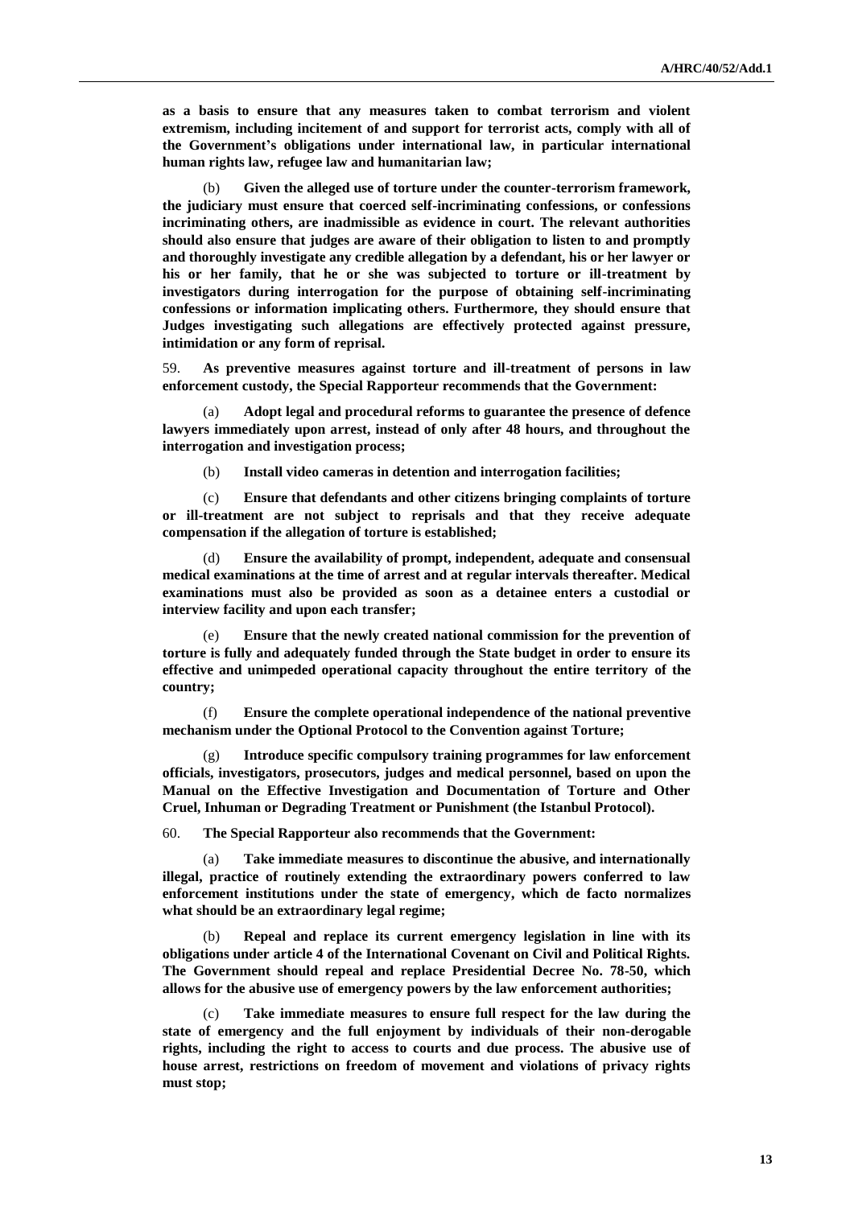**as a basis to ensure that any measures taken to combat terrorism and violent extremism, including incitement of and support for terrorist acts, comply with all of the Government's obligations under international law, in particular international human rights law, refugee law and humanitarian law;**

(b) **Given the alleged use of torture under the counter-terrorism framework, the judiciary must ensure that coerced self-incriminating confessions, or confessions incriminating others, are inadmissible as evidence in court. The relevant authorities should also ensure that judges are aware of their obligation to listen to and promptly and thoroughly investigate any credible allegation by a defendant, his or her lawyer or his or her family, that he or she was subjected to torture or ill-treatment by investigators during interrogation for the purpose of obtaining self-incriminating confessions or information implicating others. Furthermore, they should ensure that Judges investigating such allegations are effectively protected against pressure, intimidation or any form of reprisal.**

59. **As preventive measures against torture and ill-treatment of persons in law enforcement custody, the Special Rapporteur recommends that the Government:**

(a) **Adopt legal and procedural reforms to guarantee the presence of defence lawyers immediately upon arrest, instead of only after 48 hours, and throughout the interrogation and investigation process;**

(b) **Install video cameras in detention and interrogation facilities;**

(c) **Ensure that defendants and other citizens bringing complaints of torture or ill-treatment are not subject to reprisals and that they receive adequate compensation if the allegation of torture is established;**

(d) **Ensure the availability of prompt, independent, adequate and consensual medical examinations at the time of arrest and at regular intervals thereafter. Medical examinations must also be provided as soon as a detainee enters a custodial or interview facility and upon each transfer;**

(e) **Ensure that the newly created national commission for the prevention of torture is fully and adequately funded through the State budget in order to ensure its effective and unimpeded operational capacity throughout the entire territory of the country;**

(f) **Ensure the complete operational independence of the national preventive mechanism under the Optional Protocol to the Convention against Torture;**

(g) **Introduce specific compulsory training programmes for law enforcement officials, investigators, prosecutors, judges and medical personnel, based on upon the Manual on the Effective Investigation and Documentation of Torture and Other Cruel, Inhuman or Degrading Treatment or Punishment (the Istanbul Protocol).**

60. **The Special Rapporteur also recommends that the Government:**

(a) **Take immediate measures to discontinue the abusive, and internationally illegal, practice of routinely extending the extraordinary powers conferred to law enforcement institutions under the state of emergency, which de facto normalizes what should be an extraordinary legal regime;**

(b) **Repeal and replace its current emergency legislation in line with its obligations under article 4 of the International Covenant on Civil and Political Rights. The Government should repeal and replace Presidential Decree No. 78-50, which allows for the abusive use of emergency powers by the law enforcement authorities;**

(c) **Take immediate measures to ensure full respect for the law during the state of emergency and the full enjoyment by individuals of their non-derogable rights, including the right to access to courts and due process. The abusive use of house arrest, restrictions on freedom of movement and violations of privacy rights must stop;**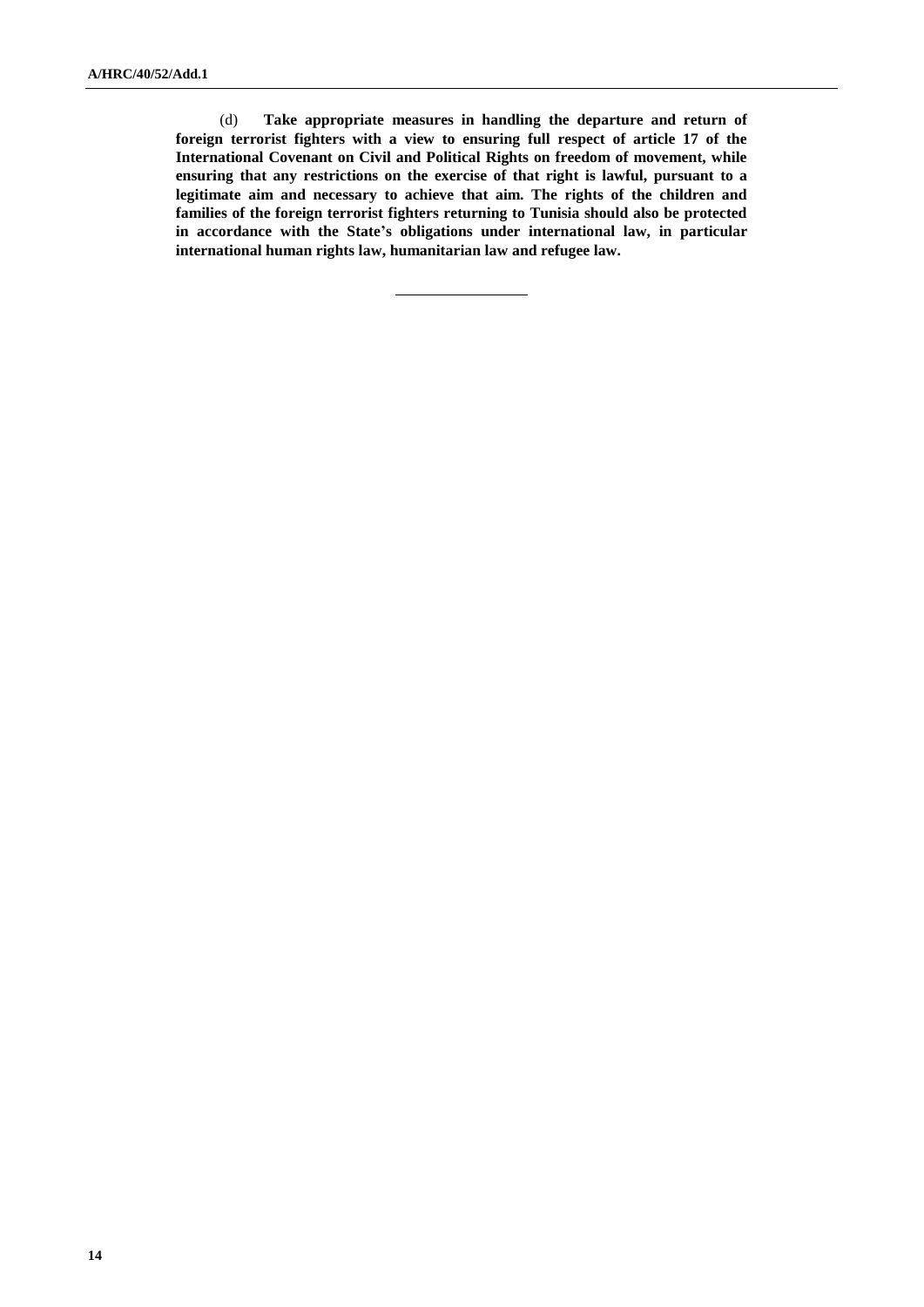(d) **Take appropriate measures in handling the departure and return of foreign terrorist fighters with a view to ensuring full respect of article 17 of the International Covenant on Civil and Political Rights on freedom of movement, while ensuring that any restrictions on the exercise of that right is lawful, pursuant to a legitimate aim and necessary to achieve that aim. The rights of the children and families of the foreign terrorist fighters returning to Tunisia should also be protected in accordance with the State's obligations under international law, in particular international human rights law, humanitarian law and refugee law.**